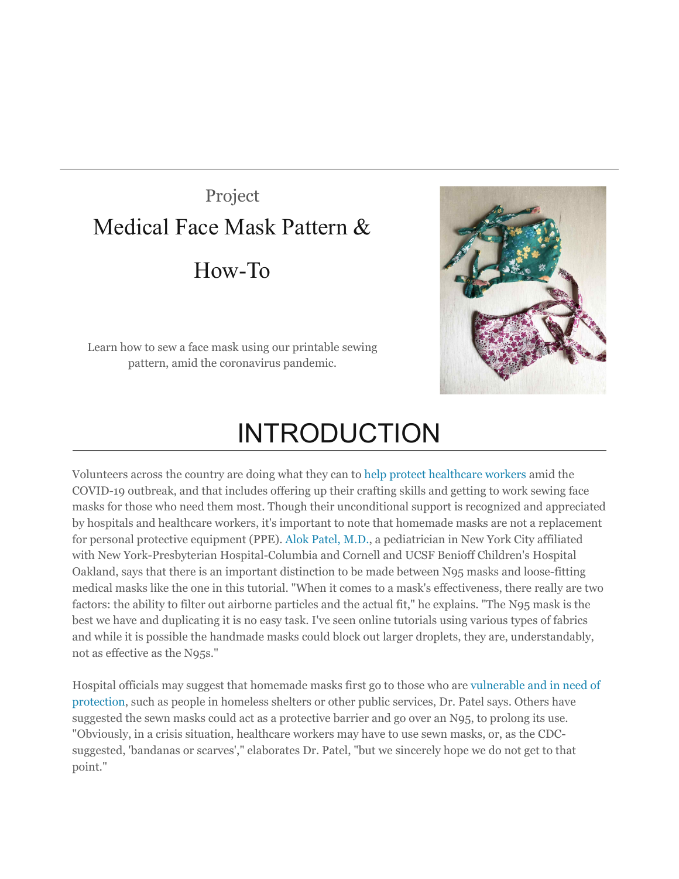Project

# Medical Face Mask Pattern & How-To

Learn how to sew a face mask using our printable sewing pattern, amid the coronavirus pandemic.

## INTRODUCTION

Volunteers across the country are doing what they can to help protect healthcare workers amid the COVID-19 outbreak, and that includes offering up their crafting skills and getting to work sewing face masks for those who need them most. Though their unconditional support is recognized and appreciated by hospitals and healthcare workers, it's important to note that homemade masks are not a replacement for personal protective equipment (PPE). Alok Patel, M.D., a pediatrician in New York City affiliated with New York-Presbyterian Hospital-Columbia and Cornell and UCSF Benioff Children's Hospital Oakland, says that there is an important distinction to be made between N95 masks and loose-fitting medical masks like the one in this tutorial. "When it comes to a mask's effectiveness, there really are two factors: the ability to filter out airborne particles and the actual fit," he explains. "The N95 mask is the best we have and duplicating it is no easy task. I've seen online tutorials using various types of fabrics and while it is possible the handmade masks could block out larger droplets, they are, understandably, not as effective as the N95s."

Hospital officials may suggest that homemade masks first go to those who are vulnerable and in need of protection, such as people in homeless shelters or other public services, Dr. Patel says. Others have suggested the sewn masks could act as a protective barrier and go over an N95, to prolong its use. "Obviously, in a crisis situation, healthcare workers may have to use sewn masks, or, as the CDC-suggested, 'bandanas or scarves'," elaborates Dr. Patel, "but we sincerely hope we do not get to that point."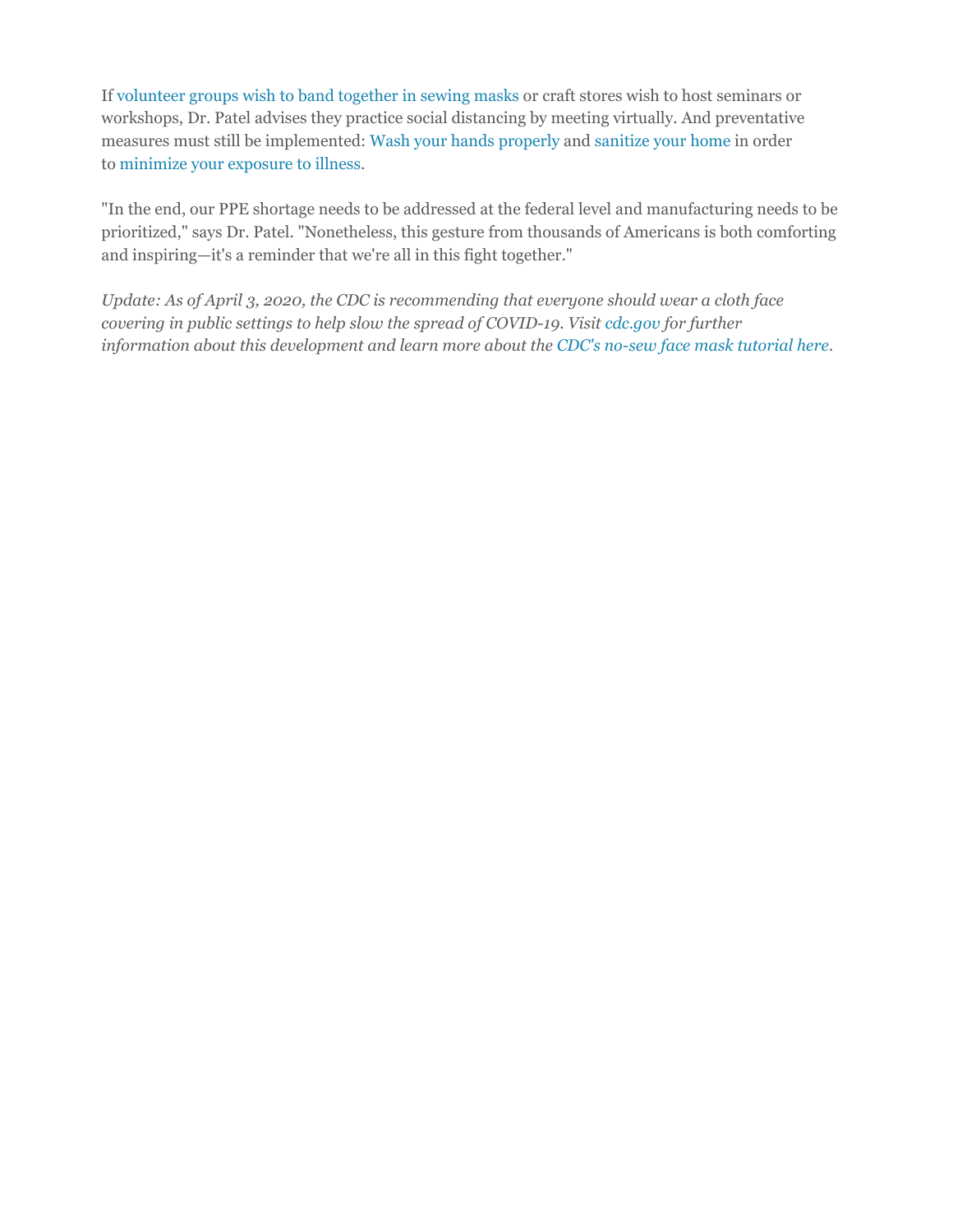If volunteer groups wish to band together in sewing masks or craft stores wish to host seminars or workshops, Dr. Patel advises they practice social distancing by meeting virtually. And preventative measures must still be implemented: Wash your hands properly and sanitize your home in order to minimize your exposure to illness.

"In the end, our PPE shortage needs to be addressed at the federal level and manufacturing needs to be prioritized," says Dr. Patel. "Nonetheless, this gesture from thousands of Americans is both comforting and inspiring—it's a reminder that we're all in this fight together."

*Update: As of April 3, 2020, the CDC is recommending that everyone should wear a cloth face covering in public settings to help slow the spread of COVID-19. Visit cdc.gov for further information about this development and learn more about the CDC's no-sew face mask tutorial here.*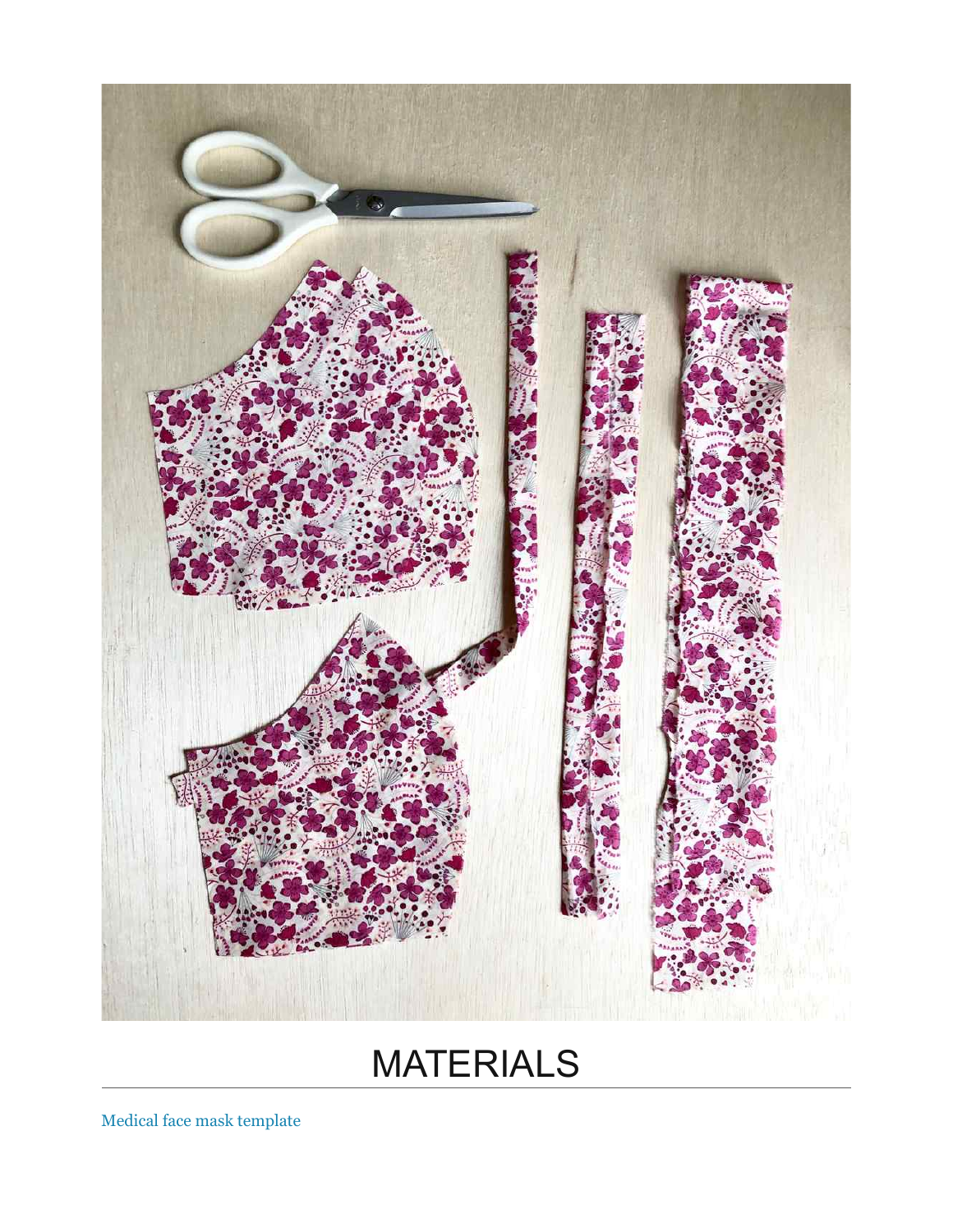# MATERIALS

Medical face mask template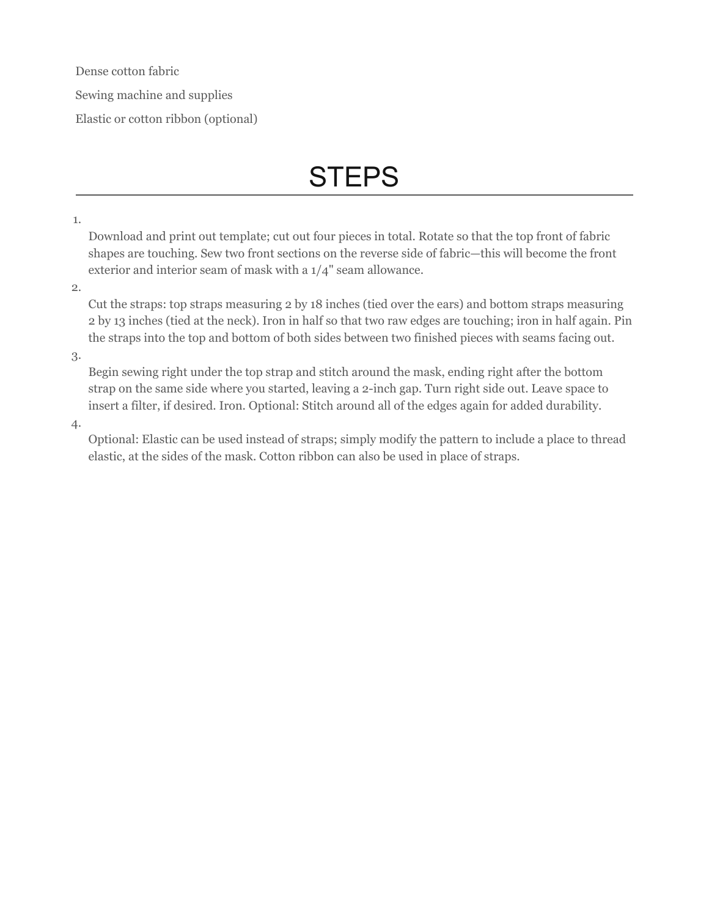Dense cotton fabric

Sewing machine and supplies

Elastic or cotton ribbon (optional)

# STEPS

1. Download and print out template; cut out four pieces in total. Rotate so that the top front of fabric shapes are touching. Sew two front sections on the reverse side of fabric—this will become the front exterior and interior seam of mask with a 1/4" seam allowance.
2. Cut the straps: top straps measuring 2 by 18 inches (tied over the ears) and bottom straps measuring 2 by 13 inches (tied at the neck). Iron in half so that two raw edges are touching; iron in half again. Pin the straps into the top and bottom of both sides between two finished pieces with seams facing out.
3. Begin sewing right under the top strap and stitch around the mask, ending right after the bottom strap on the same side where you started, leaving a 2-inch gap. Turn right side out. Leave space to insert a filter, if desired. Iron. Optional: Stitch around all of the edges again for added durability.
4. Optional: Elastic can be used instead of straps; simply modify the pattern to include a place to thread elastic, at the sides of the mask. Cotton ribbon can also be used in place of straps.